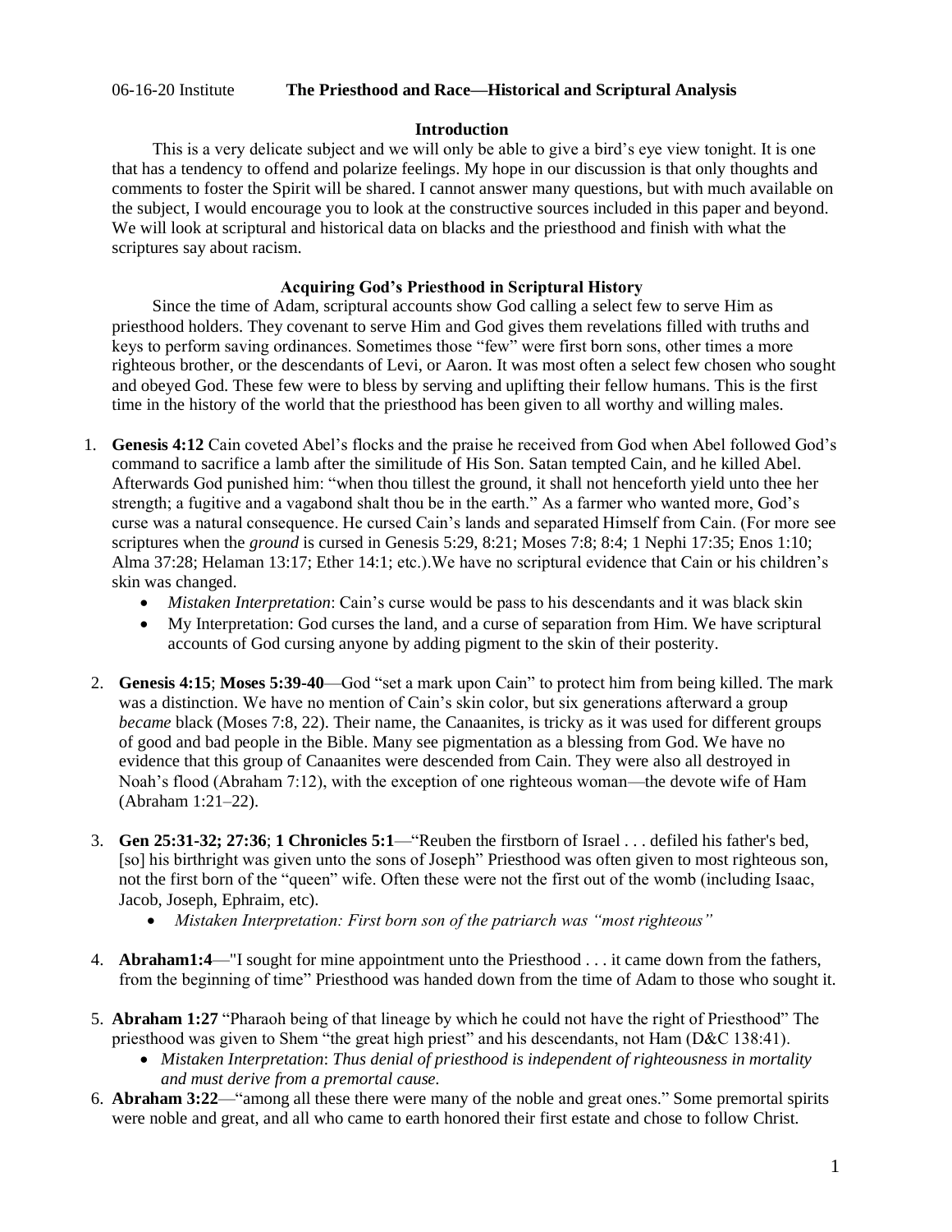06-16-20 Institute **The Priesthood and Race—Historical and Scriptural Analysis**

## Introduction

This is a very delicate subject and we will only be able to give a bird's eye view tonight. It is one that has a tendency to offend and polarize feelings. My hope in our discussion is that only thoughts and comments to foster the Spirit will be shared. I cannot answer many questions, but with much available on the subject, I would encourage you to look at the constructive sources included in this paper and beyond. We will look at scriptural and historical data on blacks and the priesthood and finish with what the scriptures say about racism.

## Acquiring God's Priesthood in Scriptural History

Since the time of Adam, scriptural accounts show God calling a select few to serve Him as priesthood holders. They covenant to serve Him and God gives them revelations filled with truths and keys to perform saving ordinances. Sometimes those "few" were first born sons, other times a more righteous brother, or the descendants of Levi, or Aaron. It was most often a select few chosen who sought and obeyed God. These few were to bless by serving and uplifting their fellow humans. This is the first time in the history of the world that the priesthood has been given to all worthy and willing males.

1. **Genesis 4:12** Cain coveted Abel's flocks and the praise he received from God when Abel followed God's command to sacrifice a lamb after the similitude of His Son. Satan tempted Cain, and he killed Abel. Afterwards God punished him: "when thou tillest the ground, it shall not henceforth yield unto thee her strength; a fugitive and a vagabond shalt thou be in the earth." As a farmer who wanted more, God's curse was a natural consequence. He cursed Cain's lands and separated Himself from Cain. (For more see scriptures when the *ground* is cursed in Genesis 5:29, 8:21; Moses 7:8; 8:4; 1 Nephi 17:35; Enos 1:10; Alma 37:28; Helaman 13:17; Ether 14:1; etc.).We have no scriptural evidence that Cain or his children's skin was changed.
   - *Mistaken Interpretation*: Cain's curse would be pass to his descendants and it was black skin
   - My Interpretation: God curses the land, and a curse of separation from Him. We have scriptural accounts of God cursing anyone by adding pigment to the skin of their posterity.

2. **Genesis 4:15**; **Moses 5:39-40**—God "set a mark upon Cain" to protect him from being killed. The mark was a distinction. We have no mention of Cain's skin color, but six generations afterward a group *became* black (Moses 7:8, 22). Their name, the Canaanites, is tricky as it was used for different groups of good and bad people in the Bible. Many see pigmentation as a blessing from God. We have no evidence that this group of Canaanites were descended from Cain. They were also all destroyed in Noah's flood (Abraham 7:12), with the exception of one righteous woman—the devote wife of Ham (Abraham 1:21–22).

3. **Gen 25:31-32; 27:36**; **1 Chronicles 5:1**—"Reuben the firstborn of Israel . . . defiled his father's bed, [so] his birthright was given unto the sons of Joseph" Priesthood was often given to most righteous son, not the first born of the "queen" wife. Often these were not the first out of the womb (including Isaac, Jacob, Joseph, Ephraim, etc).
   - *Mistaken Interpretation: First born son of the patriarch was "most righteous"*

4. **Abraham1:4**—"I sought for mine appointment unto the Priesthood . . . it came down from the fathers, from the beginning of time" Priesthood was handed down from the time of Adam to those who sought it.

5. **Abraham 1:27** "Pharaoh being of that lineage by which he could not have the right of Priesthood" The priesthood was given to Shem "the great high priest" and his descendants, not Ham (D&C 138:41).
   - *Mistaken Interpretation*: *Thus denial of priesthood is independent of righteousness in mortality and must derive from a premortal cause.*

6. **Abraham 3:22**—"among all these there were many of the noble and great ones." Some premortal spirits were noble and great, and all who came to earth honored their first estate and chose to follow Christ.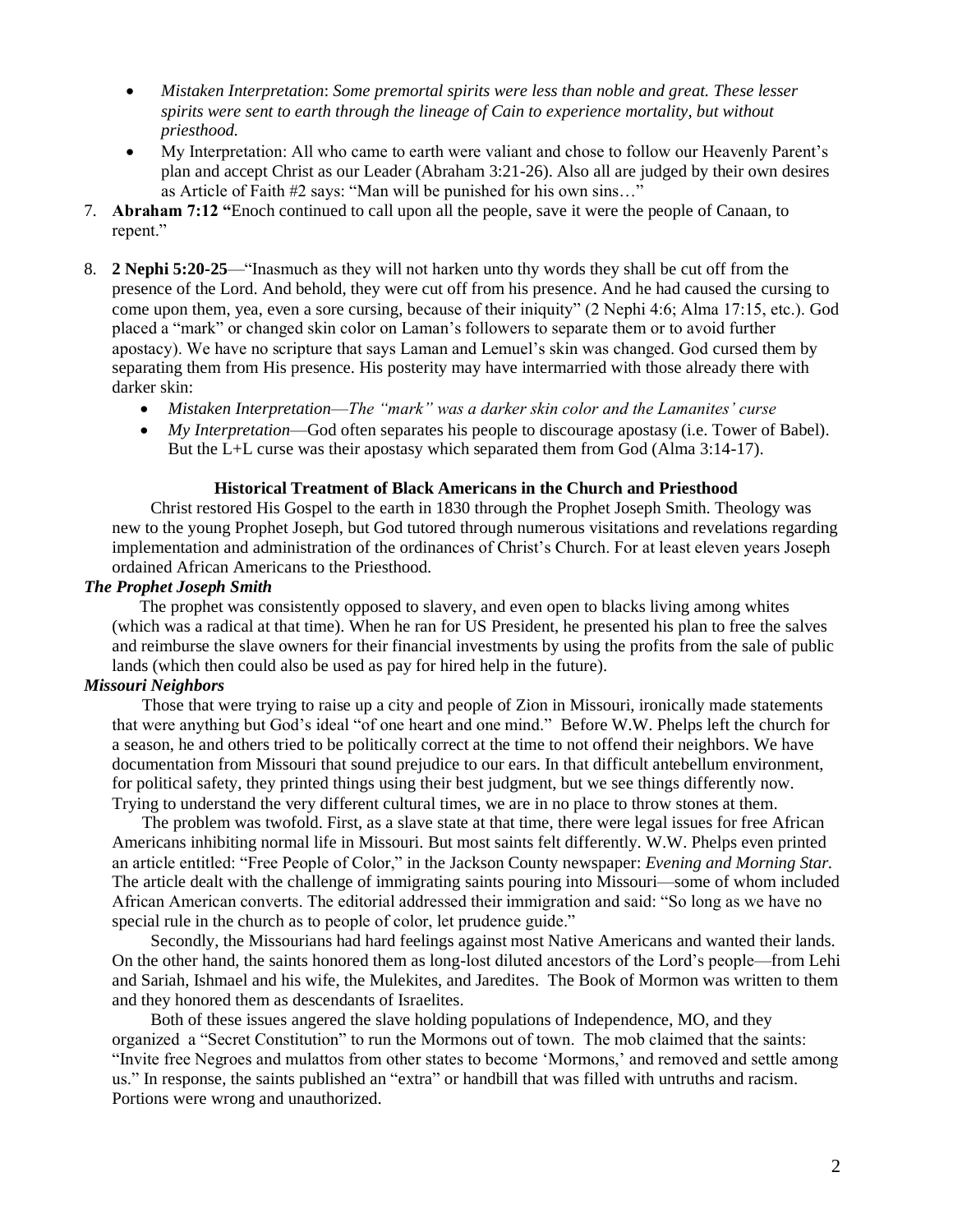- *Mistaken Interpretation*: *Some premortal spirits were less than noble and great. These lesser spirits were sent to earth through the lineage of Cain to experience mortality, but without priesthood.*
- My Interpretation: All who came to earth were valiant and chose to follow our Heavenly Parent's plan and accept Christ as our Leader (Abraham 3:21-26). Also all are judged by their own desires as Article of Faith #2 says: "Man will be punished for his own sins…"

7. **Abraham 7:12 "**Enoch continued to call upon all the people, save it were the people of Canaan, to repent."

8. **2 Nephi 5:20-25**—"Inasmuch as they will not harken unto thy words they shall be cut off from the presence of the Lord. And behold, they were cut off from his presence. And he had caused the cursing to come upon them, yea, even a sore cursing, because of their iniquity" (2 Nephi 4:6; Alma 17:15, etc.). God placed a "mark" or changed skin color on Laman's followers to separate them or to avoid further apostacy). We have no scripture that says Laman and Lemuel's skin was changed. God cursed them by separating them from His presence. His posterity may have intermarried with those already there with darker skin:
   - *Mistaken Interpretation*—*The "mark" was a darker skin color and the Lamanites' curse*
   - *My Interpretation*—God often separates his people to discourage apostasy (i.e. Tower of Babel). But the L+L curse was their apostasy which separated them from God (Alma 3:14-17).

### Historical Treatment of Black Americans in the Church and Priesthood

Christ restored His Gospel to the earth in 1830 through the Prophet Joseph Smith. Theology was new to the young Prophet Joseph, but God tutored through numerous visitations and revelations regarding implementation and administration of the ordinances of Christ's Church. For at least eleven years Joseph ordained African Americans to the Priesthood.

#### *The Prophet Joseph Smith*

The prophet was consistently opposed to slavery, and even open to blacks living among whites (which was a radical at that time). When he ran for US President, he presented his plan to free the salves and reimburse the slave owners for their financial investments by using the profits from the sale of public lands (which then could also be used as pay for hired help in the future).

#### *Missouri Neighbors*

Those that were trying to raise up a city and people of Zion in Missouri, ironically made statements that were anything but God's ideal "of one heart and one mind." Before W.W. Phelps left the church for a season, he and others tried to be politically correct at the time to not offend their neighbors. We have documentation from Missouri that sound prejudice to our ears. In that difficult antebellum environment, for political safety, they printed things using their best judgment, but we see things differently now. Trying to understand the very different cultural times, we are in no place to throw stones at them.

The problem was twofold. First, as a slave state at that time, there were legal issues for free African Americans inhibiting normal life in Missouri. But most saints felt differently. W.W. Phelps even printed an article entitled: "Free People of Color," in the Jackson County newspaper: *Evening and Morning Star.* The article dealt with the challenge of immigrating saints pouring into Missouri—some of whom included African American converts. The editorial addressed their immigration and said: "So long as we have no special rule in the church as to people of color, let prudence guide."

Secondly, the Missourians had hard feelings against most Native Americans and wanted their lands. On the other hand, the saints honored them as long-lost diluted ancestors of the Lord's people—from Lehi and Sariah, Ishmael and his wife, the Mulekites, and Jaredites. The Book of Mormon was written to them and they honored them as descendants of Israelites.

Both of these issues angered the slave holding populations of Independence, MO, and they organized a "Secret Constitution" to run the Mormons out of town. The mob claimed that the saints: "Invite free Negroes and mulattos from other states to become 'Mormons,' and removed and settle among us." In response, the saints published an "extra" or handbill that was filled with untruths and racism. Portions were wrong and unauthorized.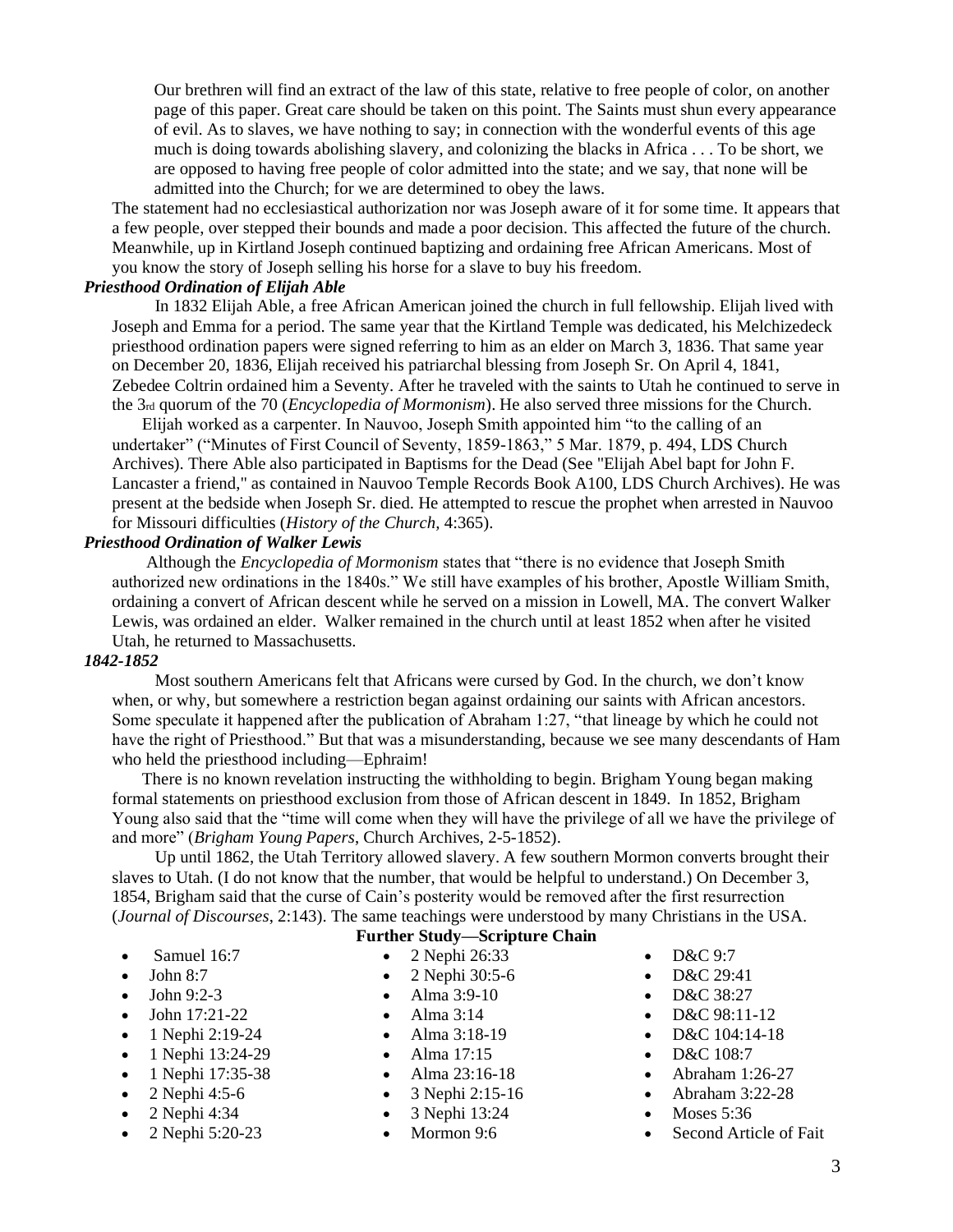> Our brethren will find an extract of the law of this state, relative to free people of color, on another page of this paper. Great care should be taken on this point. The Saints must shun every appearance of evil. As to slaves, we have nothing to say; in connection with the wonderful events of this age much is doing towards abolishing slavery, and colonizing the blacks in Africa . . . To be short, we are opposed to having free people of color admitted into the state; and we say, that none will be admitted into the Church; for we are determined to obey the laws.

The statement had no ecclesiastical authorization nor was Joseph aware of it for some time. It appears that a few people, over stepped their bounds and made a poor decision. This affected the future of the church. Meanwhile, up in Kirtland Joseph continued baptizing and ordaining free African Americans. Most of you know the story of Joseph selling his horse for a slave to buy his freedom.

***Priesthood Ordination of Elijah Able***

In 1832 Elijah Able, a free African American joined the church in full fellowship. Elijah lived with Joseph and Emma for a period. The same year that the Kirtland Temple was dedicated, his Melchizedeck priesthood ordination papers were signed referring to him as an elder on March 3, 1836. That same year on December 20, 1836, Elijah received his patriarchal blessing from Joseph Sr. On April 4, 1841, Zebedee Coltrin ordained him a Seventy. After he traveled with the saints to Utah he continued to serve in the 3rd quorum of the 70 (*Encyclopedia of Mormonism*). He also served three missions for the Church.

Elijah worked as a carpenter. In Nauvoo, Joseph Smith appointed him "to the calling of an undertaker" ("Minutes of First Council of Seventy, 1859-1863," 5 Mar. 1879, p. 494, LDS Church Archives). There Able also participated in Baptisms for the Dead (See "Elijah Abel bapt for John F. Lancaster a friend," as contained in Nauvoo Temple Records Book A100, LDS Church Archives). He was present at the bedside when Joseph Sr. died. He attempted to rescue the prophet when arrested in Nauvoo for Missouri difficulties (*History of the Church*, 4:365).

***Priesthood Ordination of Walker Lewis***

Although the *Encyclopedia of Mormonism* states that "there is no evidence that Joseph Smith authorized new ordinations in the 1840s." We still have examples of his brother, Apostle William Smith, ordaining a convert of African descent while he served on a mission in Lowell, MA. The convert Walker Lewis, was ordained an elder. Walker remained in the church until at least 1852 when after he visited Utah, he returned to Massachusetts.

***1842-1852***

Most southern Americans felt that Africans were cursed by God. In the church, we don't know when, or why, but somewhere a restriction began against ordaining our saints with African ancestors. Some speculate it happened after the publication of Abraham 1:27, "that lineage by which he could not have the right of Priesthood." But that was a misunderstanding, because we see many descendants of Ham who held the priesthood including—Ephraim!

There is no known revelation instructing the withholding to begin. Brigham Young began making formal statements on priesthood exclusion from those of African descent in 1849. In 1852, Brigham Young also said that the "time will come when they will have the privilege of all we have the privilege of and more" (*Brigham Young Papers*, Church Archives, 2-5-1852).

Up until 1862, the Utah Territory allowed slavery. A few southern Mormon converts brought their slaves to Utah. (I do not know that the number, that would be helpful to understand.) On December 3, 1854, Brigham said that the curse of Cain's posterity would be removed after the first resurrection (*Journal of Discourses*, 2:143). The same teachings were understood by many Christians in the USA.

**Further Study—Scripture Chain**

- Samuel 16:7
- John 8:7
- John 9:2-3
- John 17:21-22
- 1 Nephi 2:19-24
- 1 Nephi 13:24-29
- 1 Nephi 17:35-38
- 2 Nephi 4:5-6
- 2 Nephi 4:34
- 2 Nephi 5:20-23
- 2 Nephi 26:33
- 2 Nephi 30:5-6
- Alma 3:9-10
- Alma 3:14
- Alma 3:18-19
- Alma 17:15
- Alma 23:16-18
- 3 Nephi 2:15-16
- 3 Nephi 13:24
- Mormon 9:6
- D&C 9:7
- D&C 29:41
- D&C 38:27
- D&C 98:11-12
- D&C 104:14-18
- D&C 108:7
- Abraham 1:26-27
- Abraham 3:22-28
- Moses 5:36
- Second Article of Fait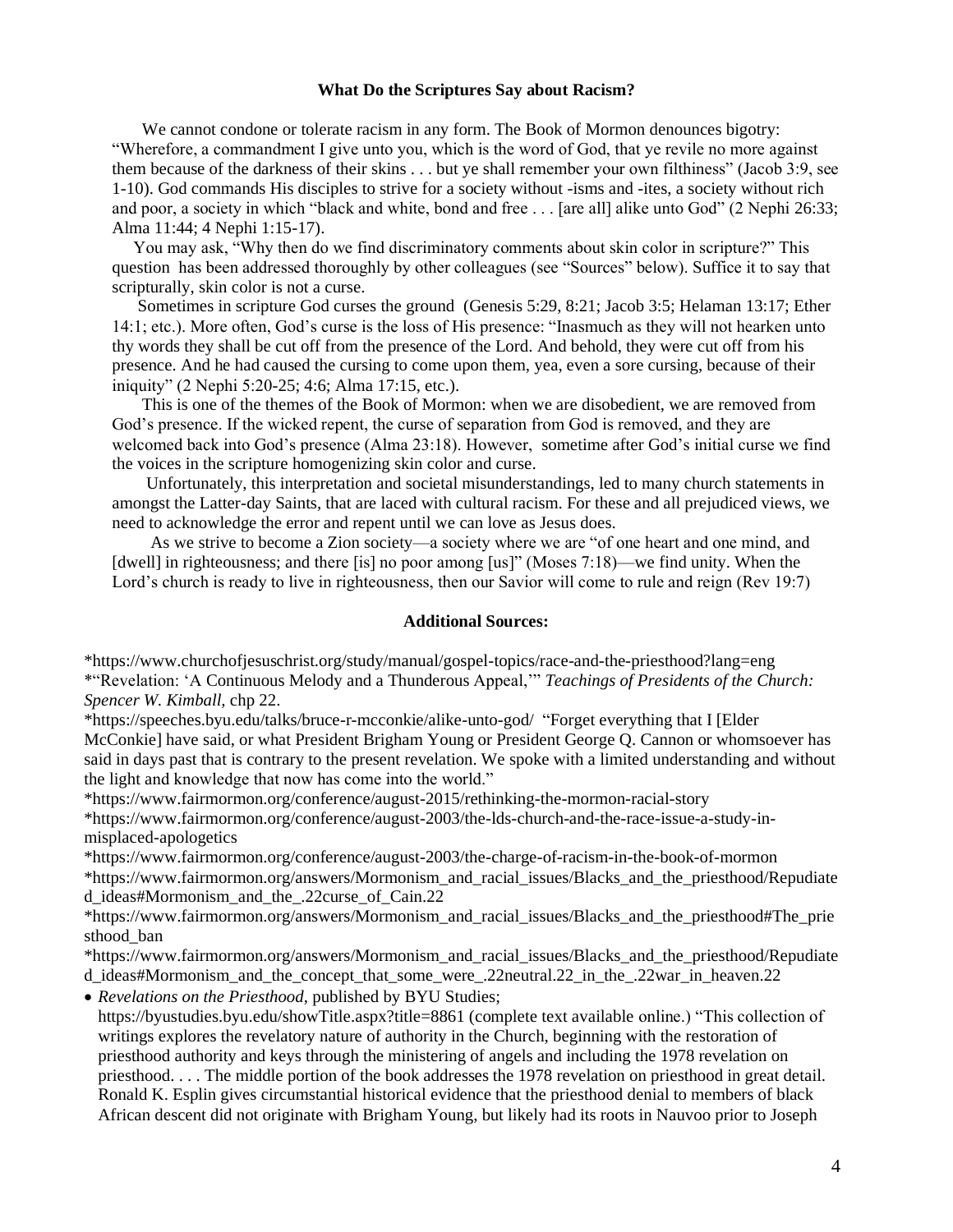**What Do the Scriptures Say about Racism?**

We cannot condone or tolerate racism in any form. The Book of Mormon denounces bigotry: "Wherefore, a commandment I give unto you, which is the word of God, that ye revile no more against them because of the darkness of their skins . . . but ye shall remember your own filthiness" (Jacob 3:9, see 1-10). God commands His disciples to strive for a society without -isms and -ites, a society without rich and poor, a society in which "black and white, bond and free . . . [are all] alike unto God" (2 Nephi 26:33; Alma 11:44; 4 Nephi 1:15-17).

You may ask, "Why then do we find discriminatory comments about skin color in scripture?" This question has been addressed thoroughly by other colleagues (see "Sources" below). Suffice it to say that scripturally, skin color is not a curse.

Sometimes in scripture God curses the ground (Genesis 5:29, 8:21; Jacob 3:5; Helaman 13:17; Ether 14:1; etc.). More often, God's curse is the loss of His presence: "Inasmuch as they will not hearken unto thy words they shall be cut off from the presence of the Lord. And behold, they were cut off from his presence. And he had caused the cursing to come upon them, yea, even a sore cursing, because of their iniquity" (2 Nephi 5:20-25; 4:6; Alma 17:15, etc.).

This is one of the themes of the Book of Mormon: when we are disobedient, we are removed from God's presence. If the wicked repent, the curse of separation from God is removed, and they are welcomed back into God's presence (Alma 23:18). However, sometime after God's initial curse we find the voices in the scripture homogenizing skin color and curse.

Unfortunately, this interpretation and societal misunderstandings, led to many church statements in amongst the Latter-day Saints, that are laced with cultural racism. For these and all prejudiced views, we need to acknowledge the error and repent until we can love as Jesus does.

As we strive to become a Zion society—a society where we are "of one heart and one mind, and [dwell] in righteousness; and there [is] no poor among [us]" (Moses 7:18)—we find unity. When the Lord's church is ready to live in righteousness, then our Savior will come to rule and reign (Rev 19:7)

**Additional Sources:**

*https://www.churchofjesuschrist.org/study/manual/gospel-topics/race-and-the-priesthood?lang=eng
*"Revelation: 'A Continuous Melody and a Thunderous Appeal,'" *Teachings of Presidents of the Church: Spencer W. Kimball,* chp 22.
*https://speeches.byu.edu/talks/bruce-r-mcconkie/alike-unto-god/ "Forget everything that I [Elder McConkie] have said, or what President Brigham Young or President George Q. Cannon or whomsoever has said in days past that is contrary to the present revelation. We spoke with a limited understanding and without the light and knowledge that now has come into the world."
*https://www.fairmormon.org/conference/august-2015/rethinking-the-mormon-racial-story
*https://www.fairmormon.org/conference/august-2003/the-lds-church-and-the-race-issue-a-study-in-misplaced-apologetics
*https://www.fairmormon.org/conference/august-2003/the-charge-of-racism-in-the-book-of-mormon
*https://www.fairmormon.org/answers/Mormonism_and_racial_issues/Blacks_and_the_priesthood/Repudiated_ideas#Mormonism_and_the_.22curse_of_Cain.22
*https://www.fairmormon.org/answers/Mormonism_and_racial_issues/Blacks_and_the_priesthood#The_priesthood_ban
*https://www.fairmormon.org/answers/Mormonism_and_racial_issues/Blacks_and_the_priesthood/Repudiated_ideas#Mormonism_and_the_concept_that_some_were_.22neutral.22_in_the_.22war_in_heaven.22

- *Revelations on the Priesthood*, published by BYU Studies; https://byustudies.byu.edu/showTitle.aspx?title=8861 (complete text available online.) "This collection of writings explores the revelatory nature of authority in the Church, beginning with the restoration of priesthood authority and keys through the ministering of angels and including the 1978 revelation on priesthood. . . . The middle portion of the book addresses the 1978 revelation on priesthood in great detail. Ronald K. Esplin gives circumstantial historical evidence that the priesthood denial to members of black African descent did not originate with Brigham Young, but likely had its roots in Nauvoo prior to Joseph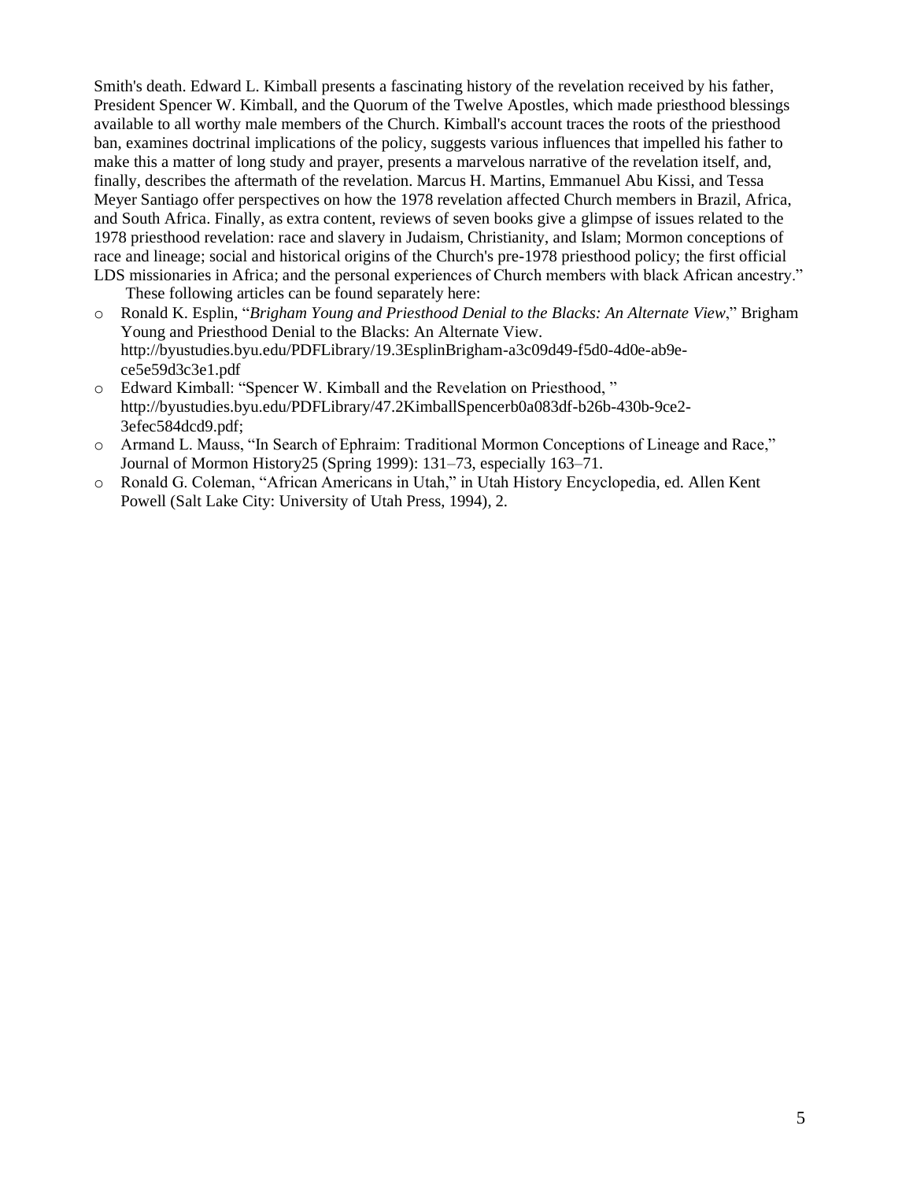Smith's death. Edward L. Kimball presents a fascinating history of the revelation received by his father, President Spencer W. Kimball, and the Quorum of the Twelve Apostles, which made priesthood blessings available to all worthy male members of the Church. Kimball's account traces the roots of the priesthood ban, examines doctrinal implications of the policy, suggests various influences that impelled his father to make this a matter of long study and prayer, presents a marvelous narrative of the revelation itself, and, finally, describes the aftermath of the revelation. Marcus H. Martins, Emmanuel Abu Kissi, and Tessa Meyer Santiago offer perspectives on how the 1978 revelation affected Church members in Brazil, Africa, and South Africa. Finally, as extra content, reviews of seven books give a glimpse of issues related to the 1978 priesthood revelation: race and slavery in Judaism, Christianity, and Islam; Mormon conceptions of race and lineage; social and historical origins of the Church's pre-1978 priesthood policy; the first official LDS missionaries in Africa; and the personal experiences of Church members with black African ancestry."

These following articles can be found separately here:

- Ronald K. Esplin, "*Brigham Young and Priesthood Denial to the Blacks: An Alternate View*," Brigham Young and Priesthood Denial to the Blacks: An Alternate View. http://byustudies.byu.edu/PDFLibrary/19.3EsplinBrigham-a3c09d49-f5d0-4d0e-ab9e-ce5e59d3c3e1.pdf
- Edward Kimball: "Spencer W. Kimball and the Revelation on Priesthood, " http://byustudies.byu.edu/PDFLibrary/47.2KimballSpencerb0a083df-b26b-430b-9ce2-3efec584dcd9.pdf;
- Armand L. Mauss, "In Search of Ephraim: Traditional Mormon Conceptions of Lineage and Race," Journal of Mormon History25 (Spring 1999): 131–73, especially 163–71.
- Ronald G. Coleman, "African Americans in Utah," in Utah History Encyclopedia, ed. Allen Kent Powell (Salt Lake City: University of Utah Press, 1994), 2.